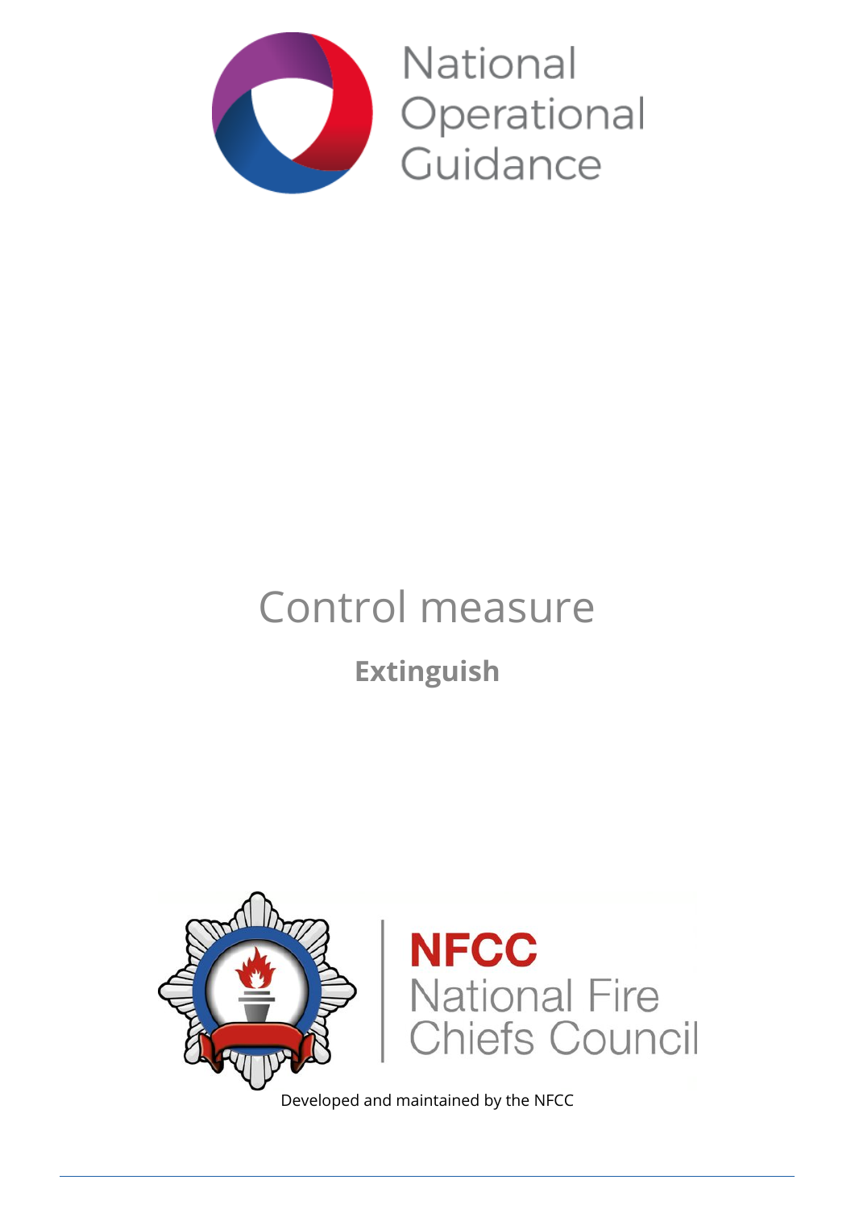National Operational Guidance

# Control measure

## Extinguish

NFCC National Fire Chiefs Council

Developed and maintained by the NFCC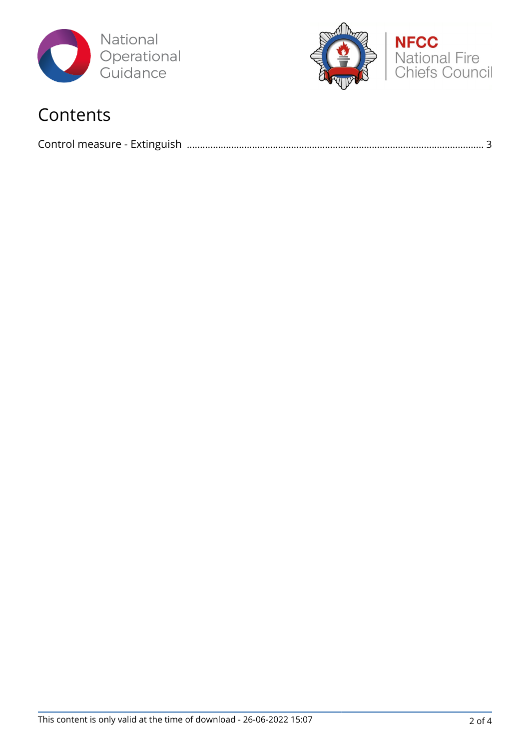# Contents

Control measure - Extinguish ........................................................................................................ 3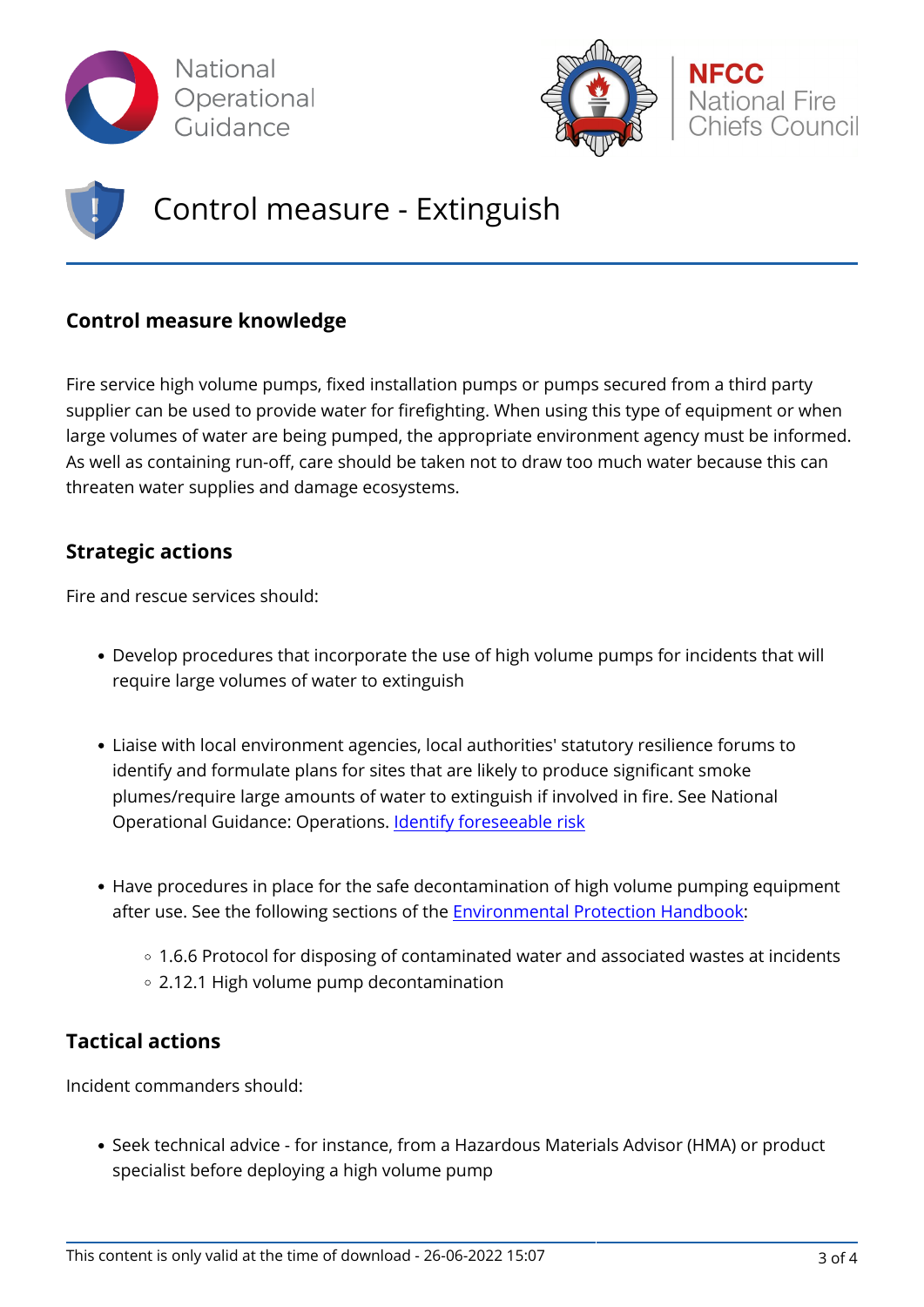# Control measure - Extinguish

## Control measure knowledge

Fire service high volume pumps, fixed installation pumps or pumps secured from a third party supplier can be used to provide water for firefighting. When using this type of equipment or when large volumes of water are being pumped, the appropriate environment agency must be informed. As well as containing run-off, care should be taken not to draw too much water because this can threaten water supplies and damage ecosystems.

## Strategic actions

Fire and rescue services should:

- Develop procedures that incorporate the use of high volume pumps for incidents that will require large volumes of water to extinguish
- Liaise with local environment agencies, local authorities' statutory resilience forums to identify and formulate plans for sites that are likely to produce significant smoke plumes/require large amounts of water to extinguish if involved in fire. See National Operational Guidance: Operations. Identify foreseeable risk
- Have procedures in place for the safe decontamination of high volume pumping equipment after use. See the following sections of the Environmental Protection Handbook:
  - 1.6.6 Protocol for disposing of contaminated water and associated wastes at incidents
  - 2.12.1 High volume pump decontamination

## Tactical actions

Incident commanders should:

- Seek technical advice - for instance, from a Hazardous Materials Advisor (HMA) or product specialist before deploying a high volume pump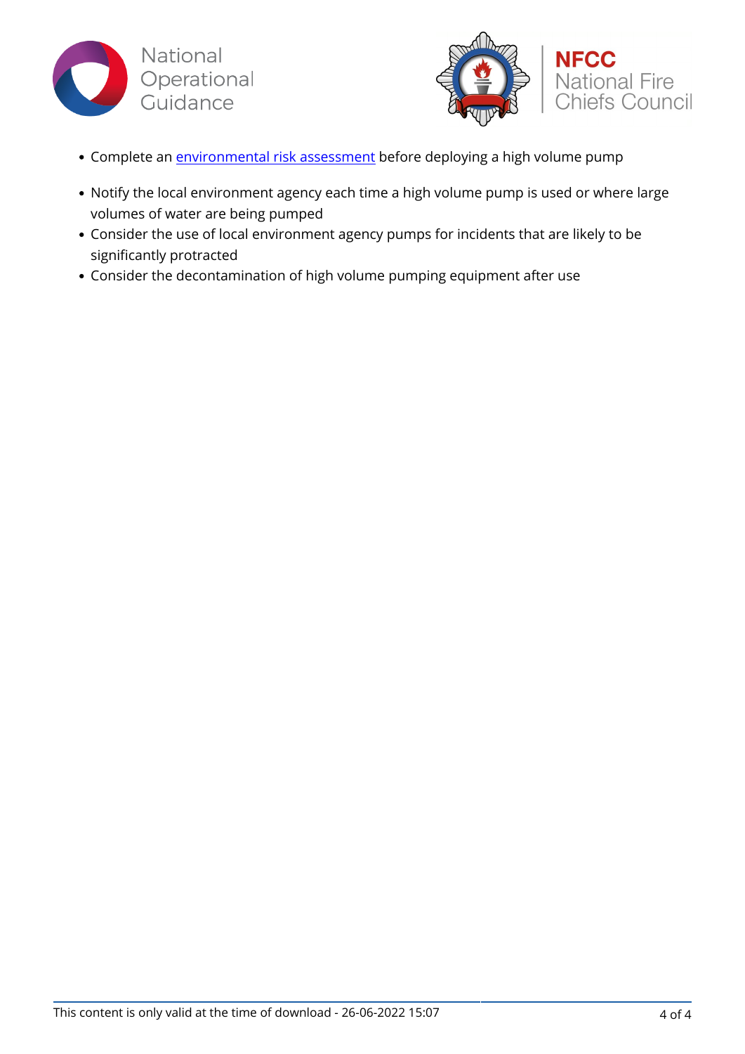- Complete an environmental risk assessment before deploying a high volume pump
- Notify the local environment agency each time a high volume pump is used or where large volumes of water are being pumped
- Consider the use of local environment agency pumps for incidents that are likely to be significantly protracted
- Consider the decontamination of high volume pumping equipment after use